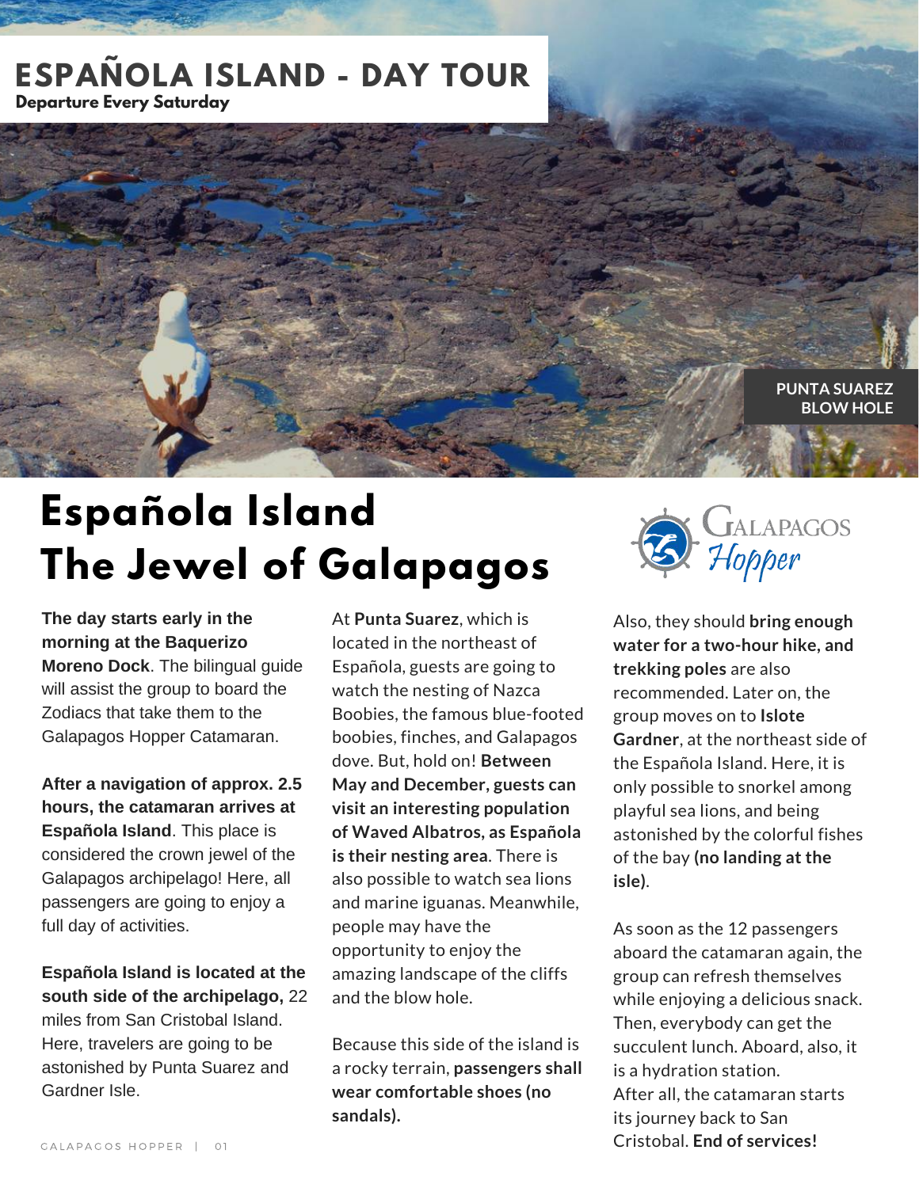# ESPAÑOLA ISLAND - DAY TOUR

**Departure Every Saturday**

PUNTA SUAREZ BLOW HOLE

# Española Island The Jewel of Galapagos

Galapagos Hopper

**The day starts early in the morning at the Baquerizo Moreno Dock**. The bilingual guide will assist the group to board the Zodiacs that take them to the Galapagos Hopper Catamaran.

**After a navigation of approx. 2.5 hours, the catamaran arrives at Española Island**. This place is considered the crown jewel of the Galapagos archipelago! Here, all passengers are going to enjoy a full day of activities.

**Española Island is located at the south side of the archipelago,** 22 miles from San Cristobal Island. Here, travelers are going to be astonished by Punta Suarez and Gardner Isle.

At **Punta Suarez**, which is located in the northeast of Española, guests are going to watch the nesting of Nazca Boobies, the famous blue-footed boobies, finches, and Galapagos dove. But, hold on! **Between May and December, guests can visit an interesting population of Waved Albatros, as Española is their nesting area**. There is also possible to watch sea lions and marine iguanas. Meanwhile, people may have the opportunity to enjoy the amazing landscape of the cliffs and the blow hole.

Because this side of the island is a rocky terrain, **passengers shall wear comfortable shoes (no sandals).**

Also, they should **bring enough water for a two-hour hike, and trekking poles** are also recommended. Later on, the group moves on to **Islote Gardner**, at the northeast side of the Española Island. Here, it is only possible to snorkel among playful sea lions, and being astonished by the colorful fishes of the bay **(no landing at the isle)**.

As soon as the 12 passengers aboard the catamaran again, the group can refresh themselves while enjoying a delicious snack. Then, everybody can get the succulent lunch. Aboard, also, it is a hydration station.
After all, the catamaran starts its journey back to San Cristobal. **End of services!**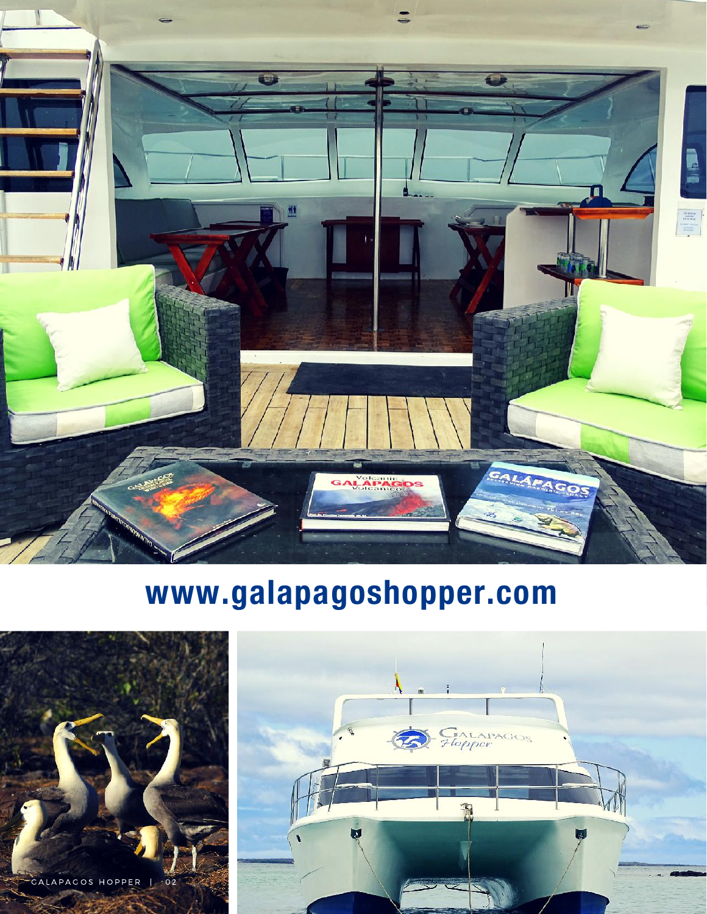**www.galapagoshopper.com**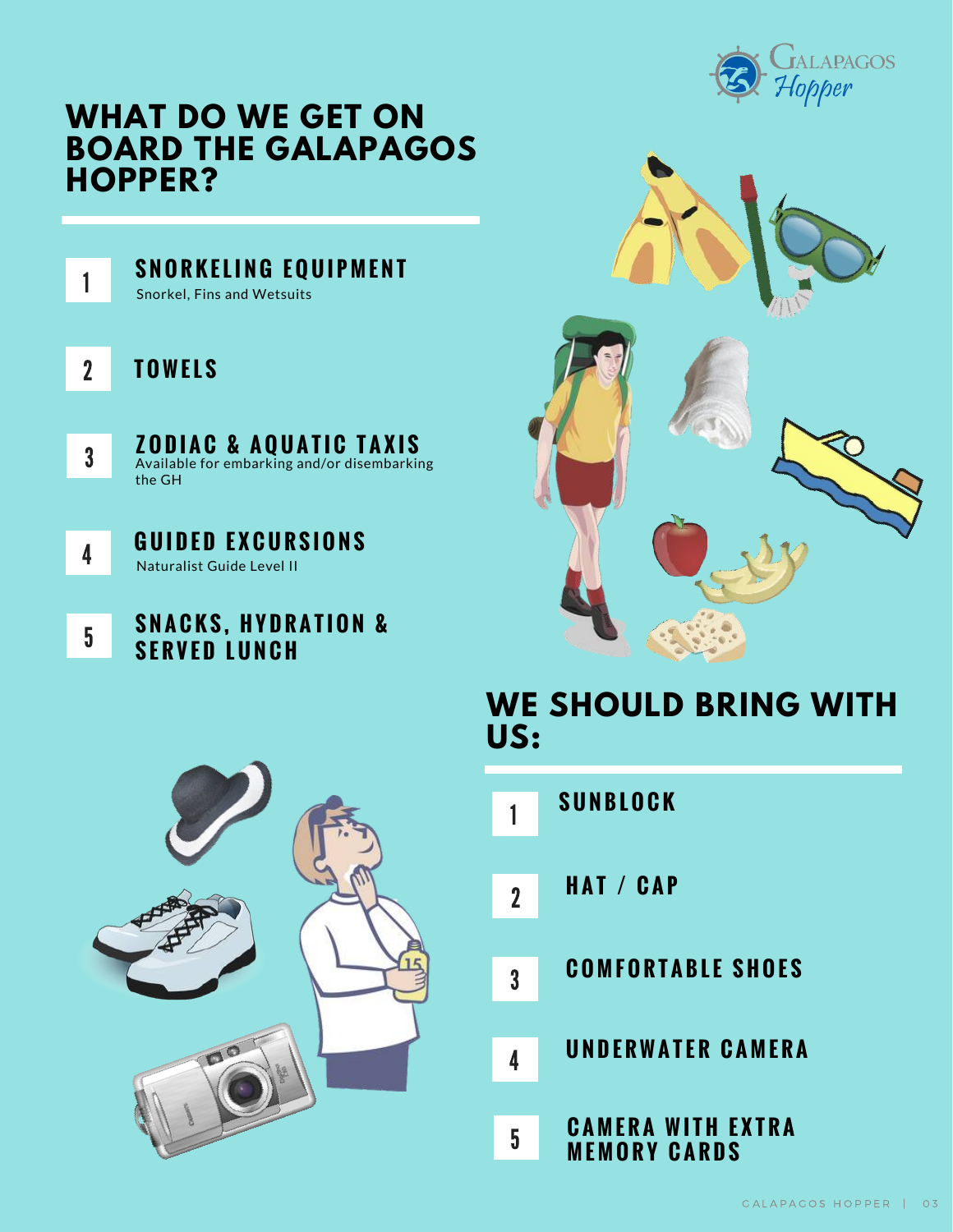# WHAT DO WE GET ON BOARD THE GALAPAGOS HOPPER?

1. **SNORKELING EQUIPMENT**
   Snorkel, Fins and Wetsuits
2. **TOWELS**
3. **ZODIAC & AQUATIC TAXIS**
   Available for embarking and/or disembarking the GH
4. **GUIDED EXCURSIONS**
   Naturalist Guide Level II
5. **SNACKS, HYDRATION & SERVED LUNCH**

# WE SHOULD BRING WITH US:

1. **SUNBLOCK**
2. **HAT / CAP**
3. **COMFORTABLE SHOES**
4. **UNDERWATER CAMERA**
5. **CAMERA WITH EXTRA MEMORY CARDS**